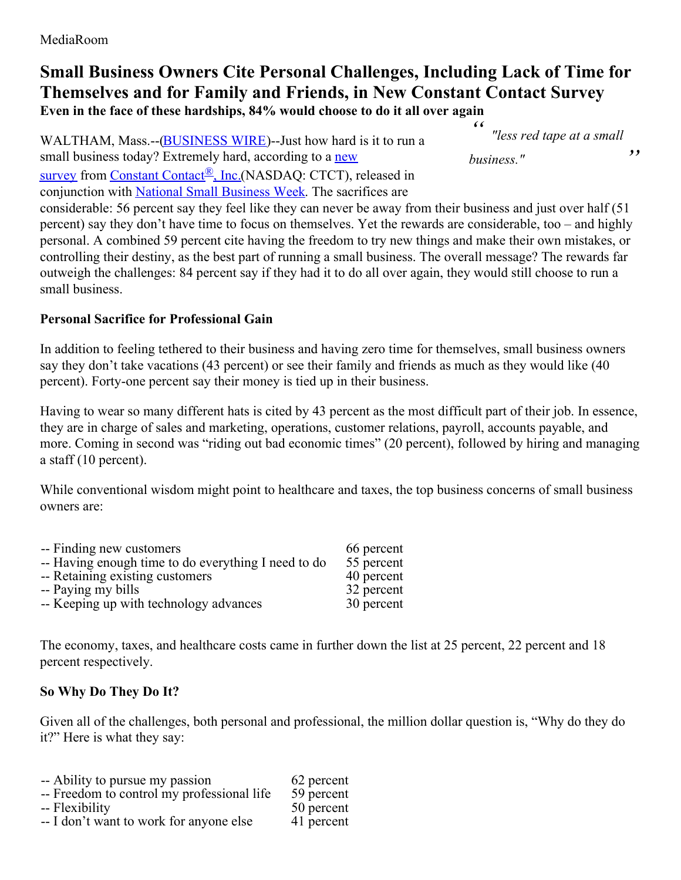MediaRoom

# Small Business Owners Cite Personal Challenges, Including Lack of Time for Themselves and for Family and Friends, in New Constant Contact Survey

**Even in the face of these hardships, 84% would choose to do it all over again**

> "less red tape at a small business."

WALTHAM, Mass.--(BUSINESS WIRE)--Just how hard is it to run a small business today? Extremely hard, according to a new survey from Constant Contact®, Inc.(NASDAQ: CTCT), released in conjunction with National Small Business Week. The sacrifices are considerable: 56 percent say they feel like they can never be away from their business and just over half (51 percent) say they don't have time to focus on themselves. Yet the rewards are considerable, too – and highly personal. A combined 59 percent cite having the freedom to try new things and make their own mistakes, or controlling their destiny, as the best part of running a small business. The overall message? The rewards far outweigh the challenges: 84 percent say if they had it to do all over again, they would still choose to run a small business.

### Personal Sacrifice for Professional Gain

In addition to feeling tethered to their business and having zero time for themselves, small business owners say they don't take vacations (43 percent) or see their family and friends as much as they would like (40 percent). Forty-one percent say their money is tied up in their business.

Having to wear so many different hats is cited by 43 percent as the most difficult part of their job. In essence, they are in charge of sales and marketing, operations, customer relations, payroll, accounts payable, and more. Coming in second was "riding out bad economic times" (20 percent), followed by hiring and managing a staff (10 percent).

While conventional wisdom might point to healthcare and taxes, the top business concerns of small business owners are:

| | |
|---|---|
| -- Finding new customers | 66 percent |
| -- Having enough time to do everything I need to do | 55 percent |
| -- Retaining existing customers | 40 percent |
| -- Paying my bills | 32 percent |
| -- Keeping up with technology advances | 30 percent |

The economy, taxes, and healthcare costs came in further down the list at 25 percent, 22 percent and 18 percent respectively.

### So Why Do They Do It?

Given all of the challenges, both personal and professional, the million dollar question is, "Why do they do it?" Here is what they say:

| | |
|---|---|
| -- Ability to pursue my passion | 62 percent |
| -- Freedom to control my professional life | 59 percent |
| -- Flexibility | 50 percent |
| -- I don't want to work for anyone else | 41 percent |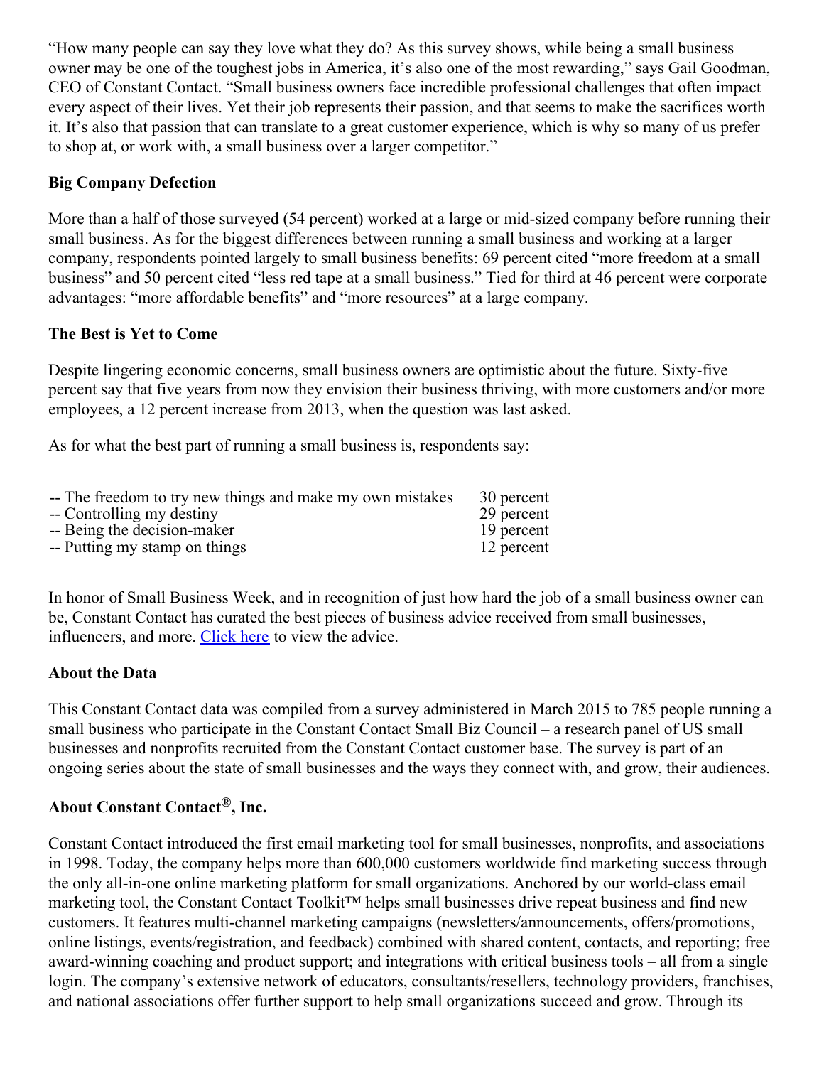"How many people can say they love what they do? As this survey shows, while being a small business owner may be one of the toughest jobs in America, it's also one of the most rewarding," says Gail Goodman, CEO of Constant Contact. "Small business owners face incredible professional challenges that often impact every aspect of their lives. Yet their job represents their passion, and that seems to make the sacrifices worth it. It's also that passion that can translate to a great customer experience, which is why so many of us prefer to shop at, or work with, a small business over a larger competitor."

**Big Company Defection**

More than a half of those surveyed (54 percent) worked at a large or mid-sized company before running their small business. As for the biggest differences between running a small business and working at a larger company, respondents pointed largely to small business benefits: 69 percent cited "more freedom at a small business" and 50 percent cited "less red tape at a small business." Tied for third at 46 percent were corporate advantages: "more affordable benefits" and "more resources" at a large company.

**The Best is Yet to Come**

Despite lingering economic concerns, small business owners are optimistic about the future. Sixty-five percent say that five years from now they envision their business thriving, with more customers and/or more employees, a 12 percent increase from 2013, when the question was last asked.

As for what the best part of running a small business is, respondents say:

| | |
|---|---|
| -- The freedom to try new things and make my own mistakes | 30 percent |
| -- Controlling my destiny | 29 percent |
| -- Being the decision-maker | 19 percent |
| -- Putting my stamp on things | 12 percent |

In honor of Small Business Week, and in recognition of just how hard the job of a small business owner can be, Constant Contact has curated the best pieces of business advice received from small businesses, influencers, and more. Click here to view the advice.

**About the Data**

This Constant Contact data was compiled from a survey administered in March 2015 to 785 people running a small business who participate in the Constant Contact Small Biz Council – a research panel of US small businesses and nonprofits recruited from the Constant Contact customer base. The survey is part of an ongoing series about the state of small businesses and the ways they connect with, and grow, their audiences.

**About Constant Contact®, Inc.**

Constant Contact introduced the first email marketing tool for small businesses, nonprofits, and associations in 1998. Today, the company helps more than 600,000 customers worldwide find marketing success through the only all-in-one online marketing platform for small organizations. Anchored by our world-class email marketing tool, the Constant Contact Toolkit™ helps small businesses drive repeat business and find new customers. It features multi-channel marketing campaigns (newsletters/announcements, offers/promotions, online listings, events/registration, and feedback) combined with shared content, contacts, and reporting; free award-winning coaching and product support; and integrations with critical business tools – all from a single login. The company's extensive network of educators, consultants/resellers, technology providers, franchises, and national associations offer further support to help small organizations succeed and grow. Through its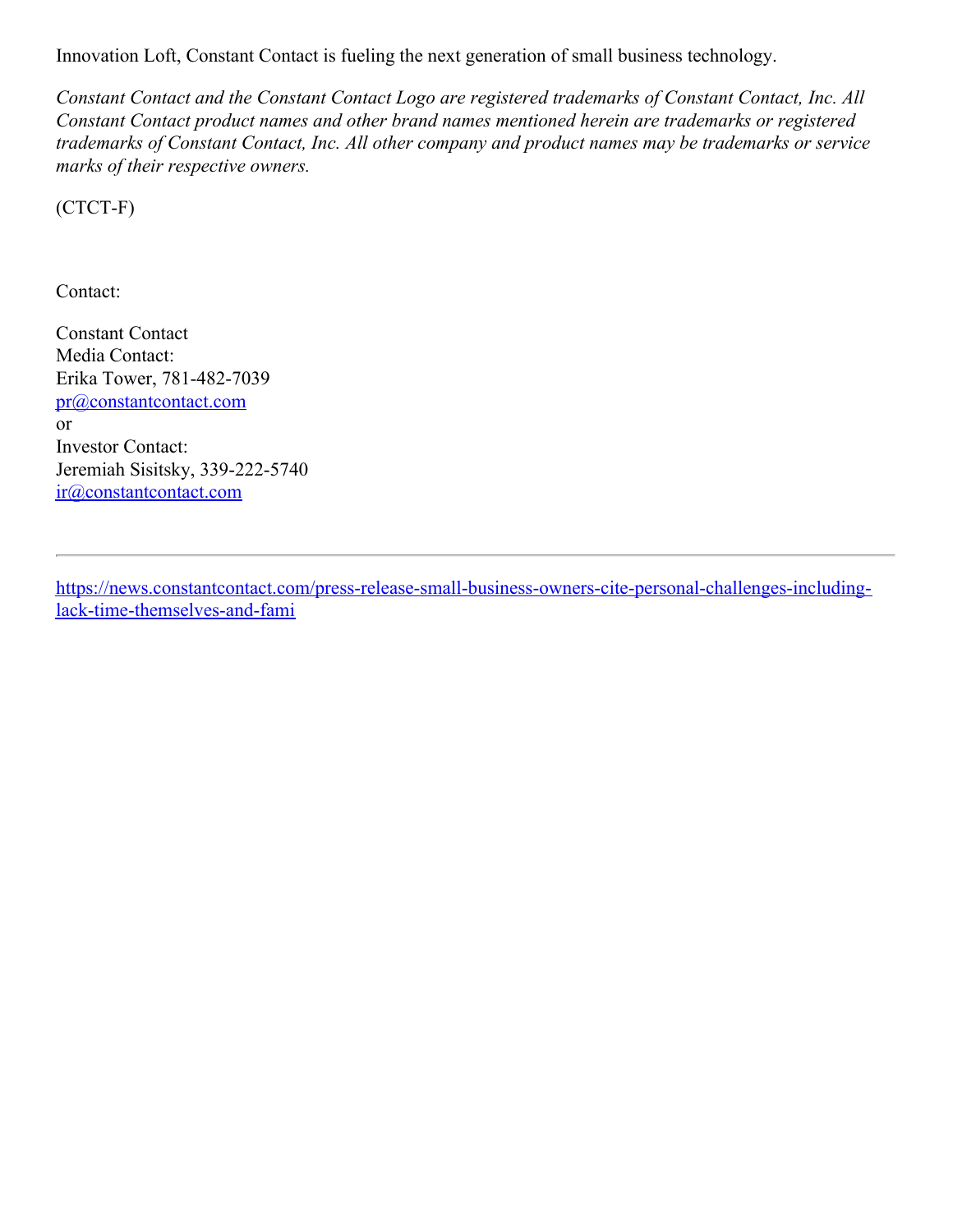Innovation Loft, Constant Contact is fueling the next generation of small business technology.

*Constant Contact and the Constant Contact Logo are registered trademarks of Constant Contact, Inc. All Constant Contact product names and other brand names mentioned herein are trademarks or registered trademarks of Constant Contact, Inc. All other company and product names may be trademarks or service marks of their respective owners.*

(CTCT-F)

Contact:

Constant Contact
Media Contact:
Erika Tower, 781-482-7039
pr@constantcontact.com
or
Investor Contact:
Jeremiah Sisitsky, 339-222-5740
ir@constantcontact.com

---

https://news.constantcontact.com/press-release-small-business-owners-cite-personal-challenges-including-lack-time-themselves-and-fami